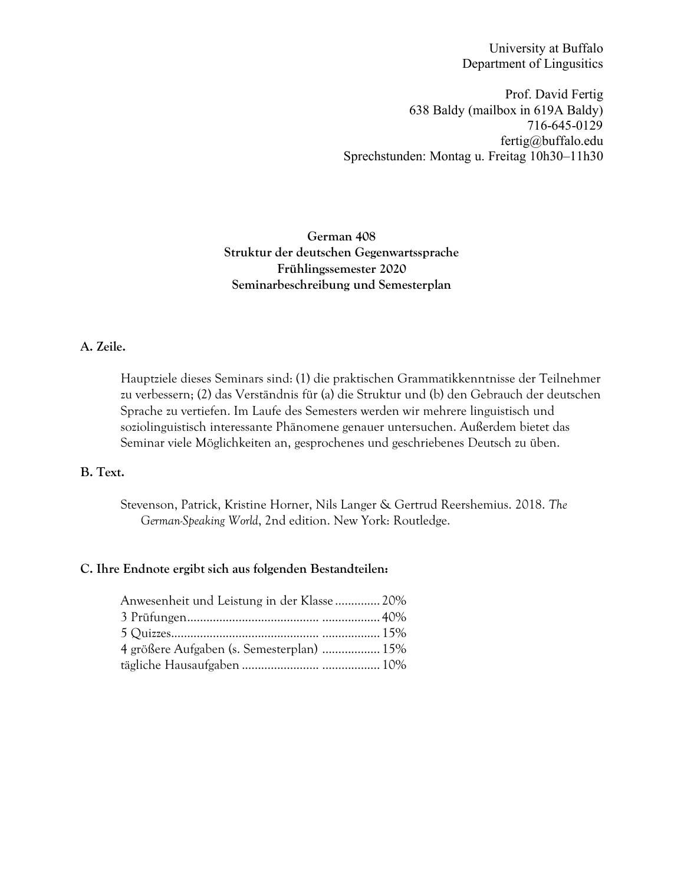University at Buffalo
Department of Lingusitics

Prof. David Fertig
638 Baldy (mailbox in 619A Baldy)
716-645-0129
fertig@buffalo.edu
Sprechstunden: Montag u. Freitag 10h30–11h30

**German 408**
**Struktur der deutschen Gegenwartssprache**
**Frühlingssemester 2020**
**Seminarbeschreibung und Semesterplan**

## A. Zeile.

Hauptziele dieses Seminars sind: (1) die praktischen Grammatikkenntnisse der Teilnehmer zu verbessern; (2) das Verständnis für (a) die Struktur und (b) den Gebrauch der deutschen Sprache zu vertiefen. Im Laufe des Semesters werden wir mehrere linguistisch und soziolinguistisch interessante Phänomene genauer untersuchen. Außerdem bietet das Seminar viele Möglichkeiten an, gesprochenes und geschriebenes Deutsch zu üben.

## B. Text.

Stevenson, Patrick, Kristine Horner, Nils Langer & Gertrud Reershemius. 2018. *The German-Speaking World*, 2nd edition. New York: Routledge.

## C. Ihre Endnote ergibt sich aus folgenden Bestandteilen:

| | |
|---|---|
| Anwesenheit und Leistung in der Klasse | 20% |
| 3 Prüfungen | 40% |
| 5 Quizzes | 15% |
| 4 größere Aufgaben (s. Semesterplan) | 15% |
| tägliche Hausaufgaben | 10% |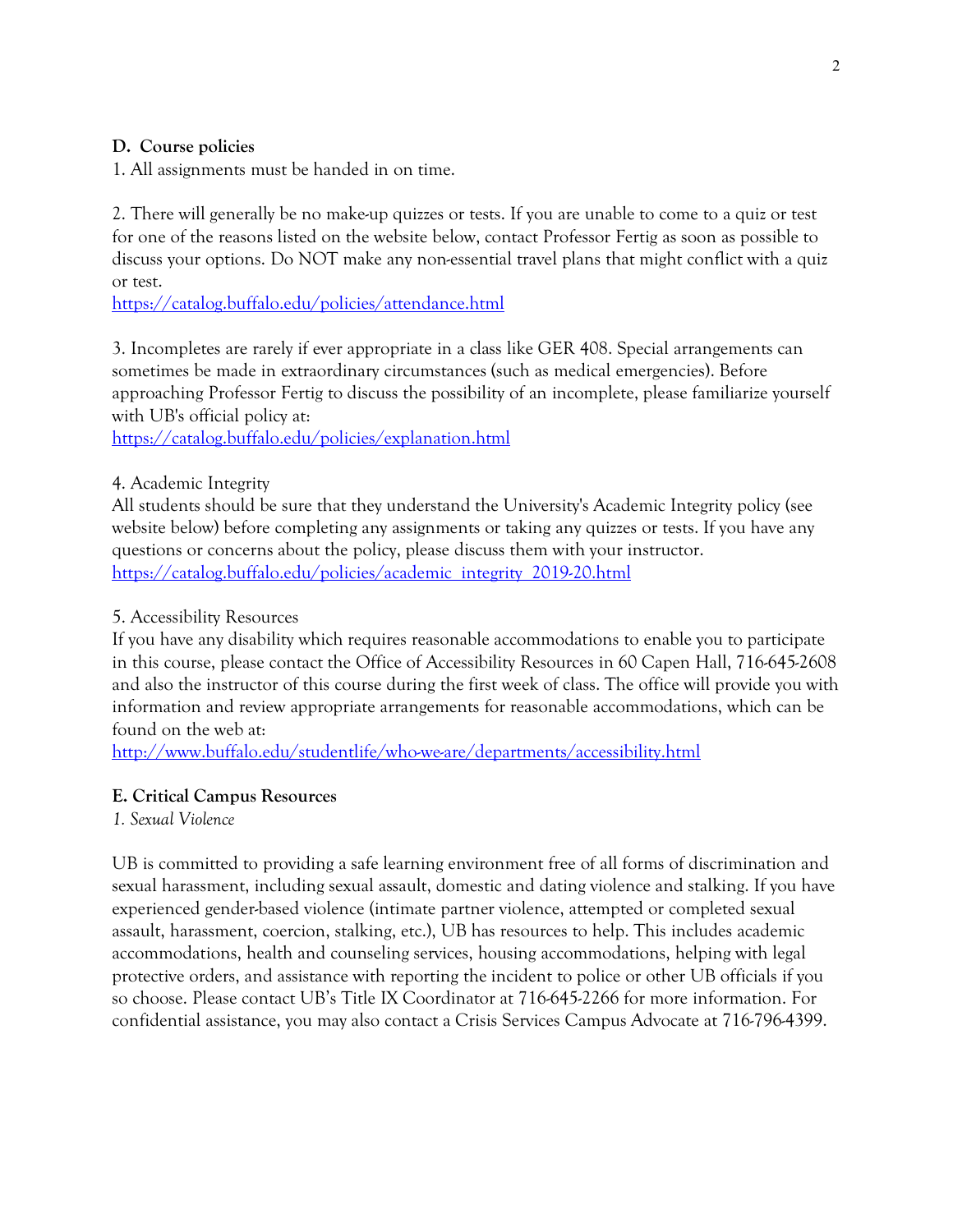**D. Course policies**

1. All assignments must be handed in on time.

2. There will generally be no make-up quizzes or tests. If you are unable to come to a quiz or test for one of the reasons listed on the website below, contact Professor Fertig as soon as possible to discuss your options. Do NOT make any non-essential travel plans that might conflict with a quiz or test.
https://catalog.buffalo.edu/policies/attendance.html

3. Incompletes are rarely if ever appropriate in a class like GER 408. Special arrangements can sometimes be made in extraordinary circumstances (such as medical emergencies). Before approaching Professor Fertig to discuss the possibility of an incomplete, please familiarize yourself with UB's official policy at:
https://catalog.buffalo.edu/policies/explanation.html

4. Academic Integrity
All students should be sure that they understand the University's Academic Integrity policy (see website below) before completing any assignments or taking any quizzes or tests. If you have any questions or concerns about the policy, please discuss them with your instructor.
https://catalog.buffalo.edu/policies/academic_integrity_2019-20.html

5. Accessibility Resources
If you have any disability which requires reasonable accommodations to enable you to participate in this course, please contact the Office of Accessibility Resources in 60 Capen Hall, 716-645-2608 and also the instructor of this course during the first week of class. The office will provide you with information and review appropriate arrangements for reasonable accommodations, which can be found on the web at:
http://www.buffalo.edu/studentlife/who-we-are/departments/accessibility.html

**E. Critical Campus Resources**

*1. Sexual Violence*

UB is committed to providing a safe learning environment free of all forms of discrimination and sexual harassment, including sexual assault, domestic and dating violence and stalking. If you have experienced gender-based violence (intimate partner violence, attempted or completed sexual assault, harassment, coercion, stalking, etc.), UB has resources to help. This includes academic accommodations, health and counseling services, housing accommodations, helping with legal protective orders, and assistance with reporting the incident to police or other UB officials if you so choose. Please contact UB's Title IX Coordinator at 716-645-2266 for more information. For confidential assistance, you may also contact a Crisis Services Campus Advocate at 716-796-4399.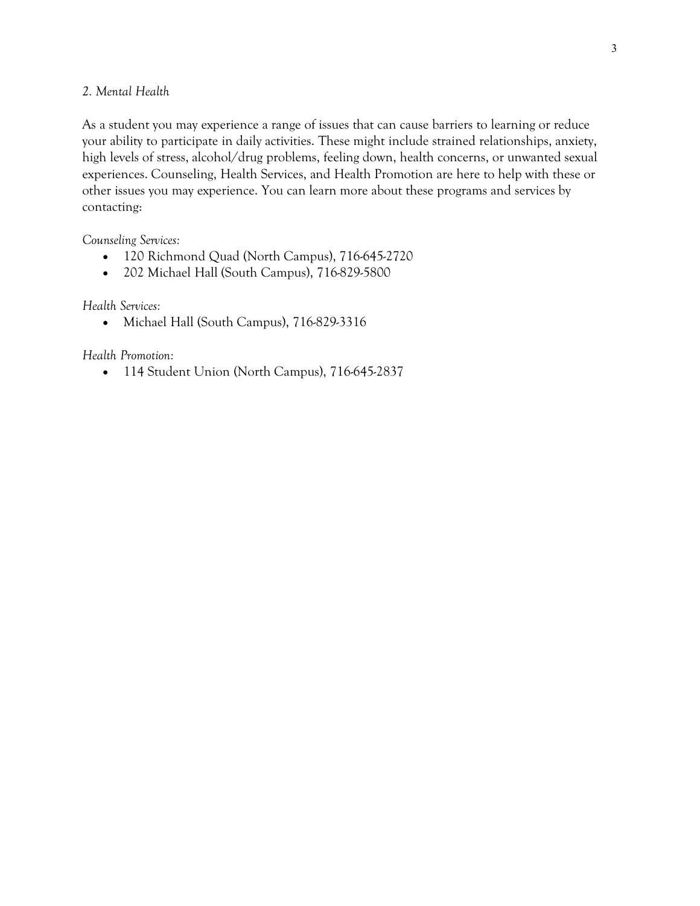*2. Mental Health*

As a student you may experience a range of issues that can cause barriers to learning or reduce your ability to participate in daily activities. These might include strained relationships, anxiety, high levels of stress, alcohol/drug problems, feeling down, health concerns, or unwanted sexual experiences. Counseling, Health Services, and Health Promotion are here to help with these or other issues you may experience. You can learn more about these programs and services by contacting:

*Counseling Services:*

- 120 Richmond Quad (North Campus), 716-645-2720
- 202 Michael Hall (South Campus), 716-829-5800

*Health Services:*

- Michael Hall (South Campus), 716-829-3316

*Health Promotion:*

- 114 Student Union (North Campus), 716-645-2837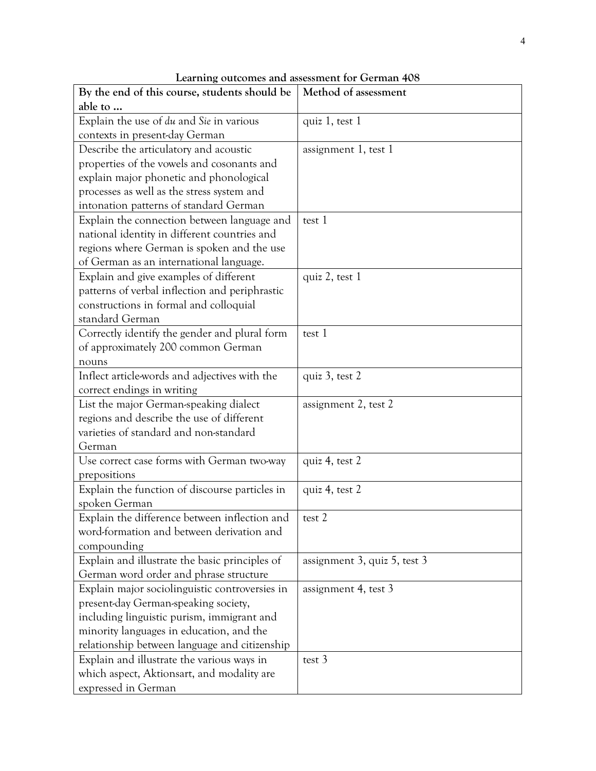**Learning outcomes and assessment for German 408**

| By the end of this course, students should be able to … | Method of assessment |
|---|---|
| Explain the use of *du* and *Sie* in various contexts in present-day German | quiz 1, test 1 |
| Describe the articulatory and acoustic properties of the vowels and cosonants and explain major phonetic and phonological processes as well as the stress system and intonation patterns of standard German | assignment 1, test 1 |
| Explain the connection between language and national identity in different countries and regions where German is spoken and the use of German as an international language. | test 1 |
| Explain and give examples of different patterns of verbal inflection and periphrastic constructions in formal and colloquial standard German | quiz 2, test 1 |
| Correctly identify the gender and plural form of approximately 200 common German nouns | test 1 |
| Inflect article-words and adjectives with the correct endings in writing | quiz 3, test 2 |
| List the major German-speaking dialect regions and describe the use of different varieties of standard and non-standard German | assignment 2, test 2 |
| Use correct case forms with German two-way prepositions | quiz 4, test 2 |
| Explain the function of discourse particles in spoken German | quiz 4, test 2 |
| Explain the difference between inflection and word-formation and between derivation and compounding | test 2 |
| Explain and illustrate the basic principles of German word order and phrase structure | assignment 3, quiz 5, test 3 |
| Explain major sociolinguistic controversies in present-day German-speaking society, including linguistic purism, immigrant and minority languages in education, and the relationship between language and citizenship | assignment 4, test 3 |
| Explain and illustrate the various ways in which aspect, Aktionsart, and modality are expressed in German | test 3 |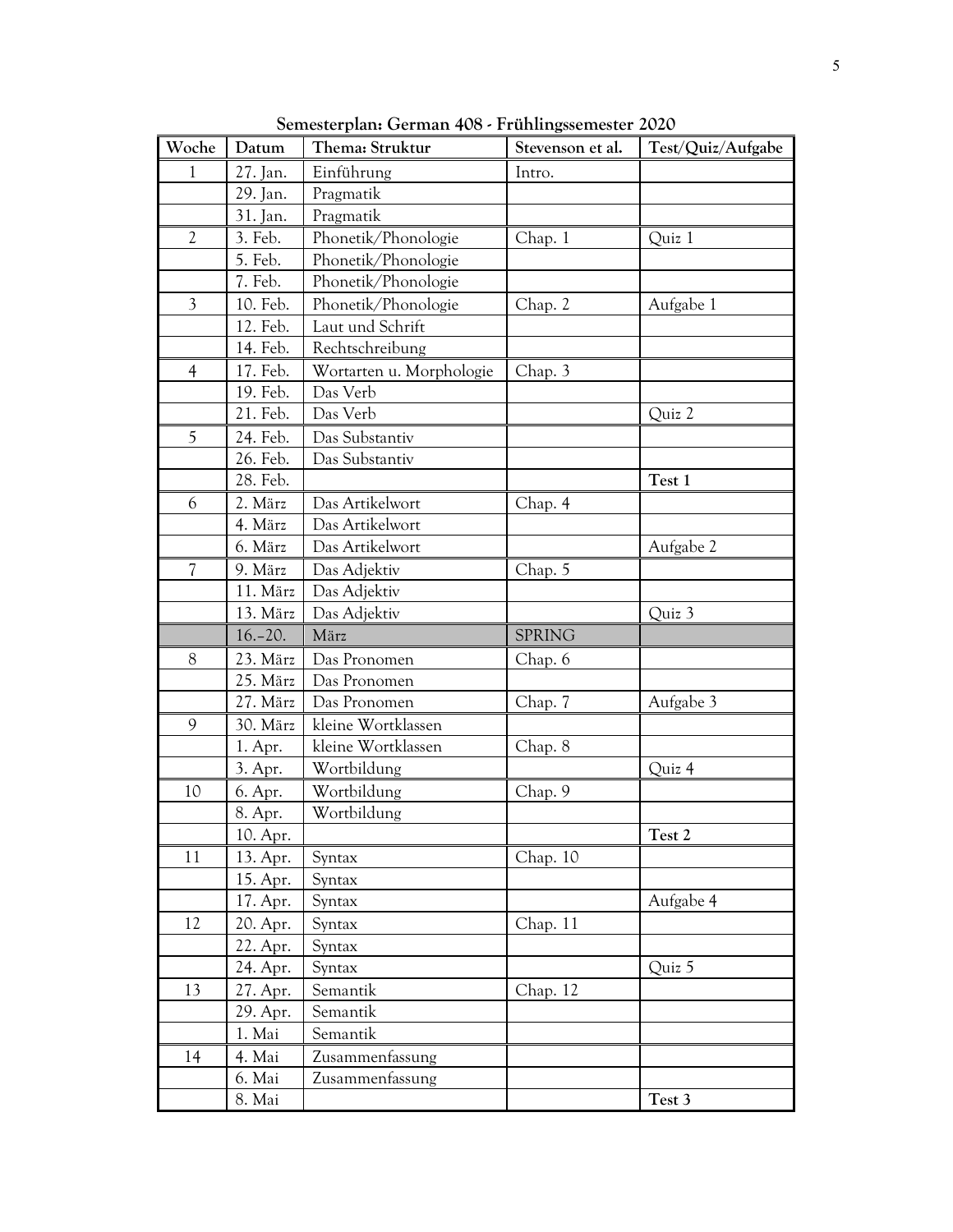**Semesterplan: German 408 - Frühlingssemester 2020**

| Woche | Datum | Thema: Struktur | Stevenson et al. | Test/Quiz/Aufgabe |
|---|---|---|---|---|
| 1 | 27. Jan. | Einführung | Intro. | |
| | 29. Jan. | Pragmatik | | |
| | 31. Jan. | Pragmatik | | |
| 2 | 3. Feb. | Phonetik/Phonologie | Chap. 1 | Quiz 1 |
| | 5. Feb. | Phonetik/Phonologie | | |
| | 7. Feb. | Phonetik/Phonologie | | |
| 3 | 10. Feb. | Phonetik/Phonologie | Chap. 2 | Aufgabe 1 |
| | 12. Feb. | Laut und Schrift | | |
| | 14. Feb. | Rechtschreibung | | |
| 4 | 17. Feb. | Wortarten u. Morphologie | Chap. 3 | |
| | 19. Feb. | Das Verb | | |
| | 21. Feb. | Das Verb | | Quiz 2 |
| 5 | 24. Feb. | Das Substantiv | | |
| | 26. Feb. | Das Substantiv | | |
| | 28. Feb. | | | **Test 1** |
| 6 | 2. März | Das Artikelwort | Chap. 4 | |
| | 4. März | Das Artikelwort | | |
| | 6. März | Das Artikelwort | | Aufgabe 2 |
| 7 | 9. März | Das Adjektiv | Chap. 5 | |
| | 11. März | Das Adjektiv | | |
| | 13. März | Das Adjektiv | | Quiz 3 |
| | 16.–20. | März | SPRING | |
| 8 | 23. März | Das Pronomen | Chap. 6 | |
| | 25. März | Das Pronomen | | |
| | 27. März | Das Pronomen | Chap. 7 | Aufgabe 3 |
| 9 | 30. März | kleine Wortklassen | | |
| | 1. Apr. | kleine Wortklassen | Chap. 8 | |
| | 3. Apr. | Wortbildung | | Quiz 4 |
| 10 | 6. Apr. | Wortbildung | Chap. 9 | |
| | 8. Apr. | Wortbildung | | |
| | 10. Apr. | | | **Test 2** |
| 11 | 13. Apr. | Syntax | Chap. 10 | |
| | 15. Apr. | Syntax | | |
| | 17. Apr. | Syntax | | Aufgabe 4 |
| 12 | 20. Apr. | Syntax | Chap. 11 | |
| | 22. Apr. | Syntax | | |
| | 24. Apr. | Syntax | | Quiz 5 |
| 13 | 27. Apr. | Semantik | Chap. 12 | |
| | 29. Apr. | Semantik | | |
| | 1. Mai | Semantik | | |
| 14 | 4. Mai | Zusammenfassung | | |
| | 6. Mai | Zusammenfassung | | |
| | 8. Mai | | | **Test 3** |